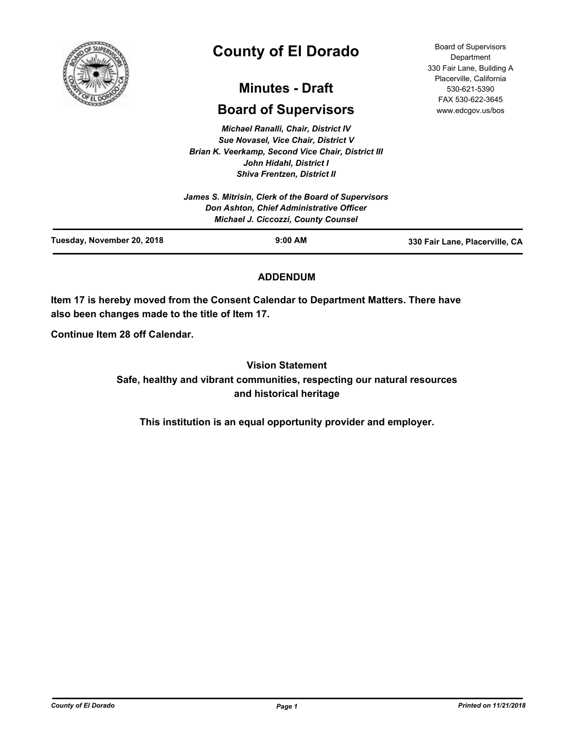# County of El Dorado

## Minutes - Draft

## Board of Supervisors

Board of Supervisors Department
330 Fair Lane, Building A
Placerville, California
530-621-5390
FAX 530-622-3645
www.edcgov.us/bos

*Michael Ranalli, Chair, District IV*
*Sue Novasel, Vice Chair, District V*
*Brian K. Veerkamp, Second Vice Chair, District III*
*John Hidahl, District I*
*Shiva Frentzen, District II*

*James S. Mitrisin, Clerk of the Board of Supervisors*
*Don Ashton, Chief Administrative Officer*
*Michael J. Ciccozzi, County Counsel*

**Tuesday, November 20, 2018** | **9:00 AM** | **330 Fair Lane, Placerville, CA**

### ADDENDUM

**Item 17 is hereby moved from the Consent Calendar to Department Matters. There have also been changes made to the title of Item 17.**

**Continue Item 28 off Calendar.**

**Vision Statement**
**Safe, healthy and vibrant communities, respecting our natural resources and historical heritage**

**This institution is an equal opportunity provider and employer.**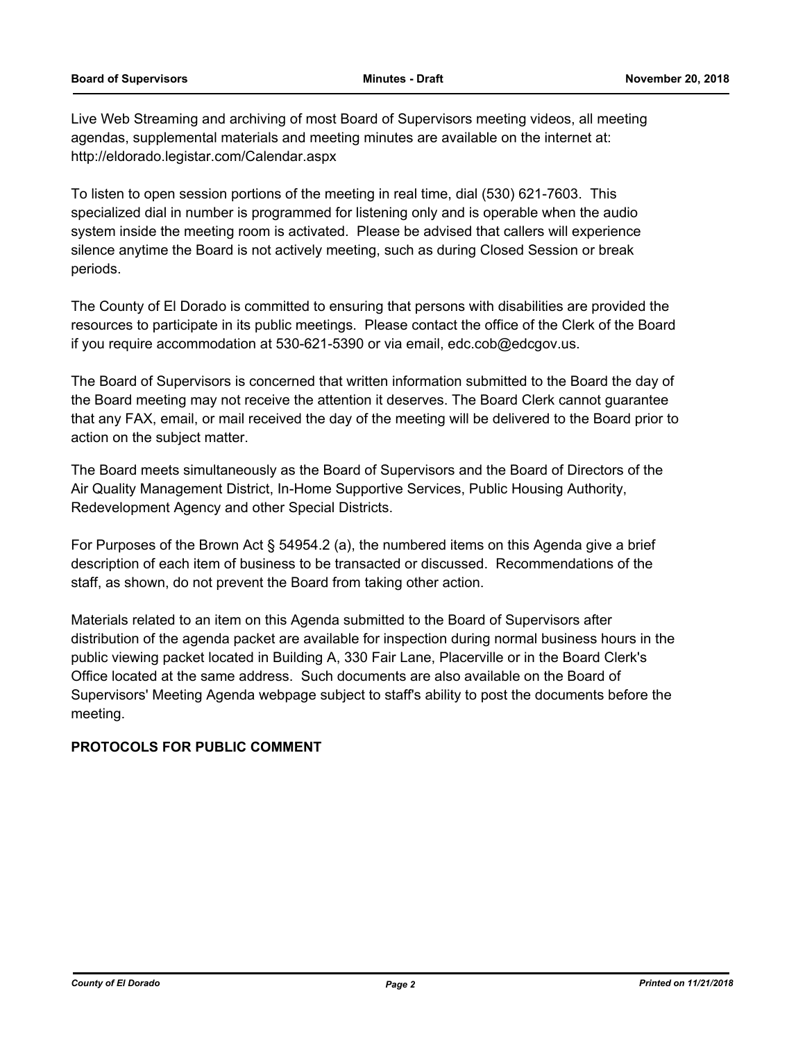Live Web Streaming and archiving of most Board of Supervisors meeting videos, all meeting agendas, supplemental materials and meeting minutes are available on the internet at: http://eldorado.legistar.com/Calendar.aspx

To listen to open session portions of the meeting in real time, dial (530) 621-7603. This specialized dial in number is programmed for listening only and is operable when the audio system inside the meeting room is activated. Please be advised that callers will experience silence anytime the Board is not actively meeting, such as during Closed Session or break periods.

The County of El Dorado is committed to ensuring that persons with disabilities are provided the resources to participate in its public meetings. Please contact the office of the Clerk of the Board if you require accommodation at 530-621-5390 or via email, edc.cob@edcgov.us.

The Board of Supervisors is concerned that written information submitted to the Board the day of the Board meeting may not receive the attention it deserves. The Board Clerk cannot guarantee that any FAX, email, or mail received the day of the meeting will be delivered to the Board prior to action on the subject matter.

The Board meets simultaneously as the Board of Supervisors and the Board of Directors of the Air Quality Management District, In-Home Supportive Services, Public Housing Authority, Redevelopment Agency and other Special Districts.

For Purposes of the Brown Act § 54954.2 (a), the numbered items on this Agenda give a brief description of each item of business to be transacted or discussed. Recommendations of the staff, as shown, do not prevent the Board from taking other action.

Materials related to an item on this Agenda submitted to the Board of Supervisors after distribution of the agenda packet are available for inspection during normal business hours in the public viewing packet located in Building A, 330 Fair Lane, Placerville or in the Board Clerk's Office located at the same address. Such documents are also available on the Board of Supervisors' Meeting Agenda webpage subject to staff's ability to post the documents before the meeting.

**PROTOCOLS FOR PUBLIC COMMENT**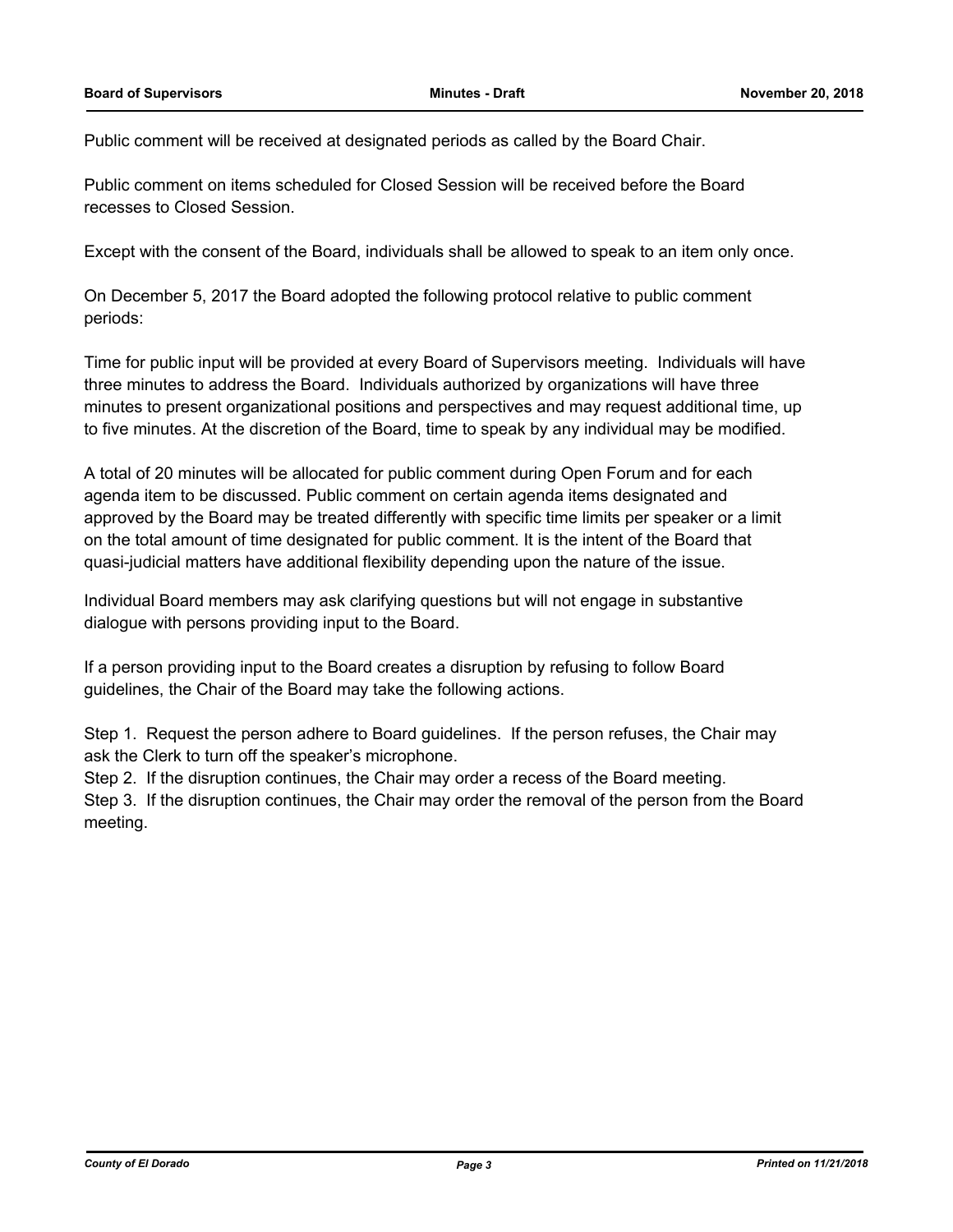Public comment will be received at designated periods as called by the Board Chair.

Public comment on items scheduled for Closed Session will be received before the Board recesses to Closed Session.

Except with the consent of the Board, individuals shall be allowed to speak to an item only once.

On December 5, 2017 the Board adopted the following protocol relative to public comment periods:

Time for public input will be provided at every Board of Supervisors meeting. Individuals will have three minutes to address the Board. Individuals authorized by organizations will have three minutes to present organizational positions and perspectives and may request additional time, up to five minutes. At the discretion of the Board, time to speak by any individual may be modified.

A total of 20 minutes will be allocated for public comment during Open Forum and for each agenda item to be discussed. Public comment on certain agenda items designated and approved by the Board may be treated differently with specific time limits per speaker or a limit on the total amount of time designated for public comment. It is the intent of the Board that quasi-judicial matters have additional flexibility depending upon the nature of the issue.

Individual Board members may ask clarifying questions but will not engage in substantive dialogue with persons providing input to the Board.

If a person providing input to the Board creates a disruption by refusing to follow Board guidelines, the Chair of the Board may take the following actions.

Step 1. Request the person adhere to Board guidelines. If the person refuses, the Chair may ask the Clerk to turn off the speaker's microphone.
Step 2. If the disruption continues, the Chair may order a recess of the Board meeting.
Step 3. If the disruption continues, the Chair may order the removal of the person from the Board meeting.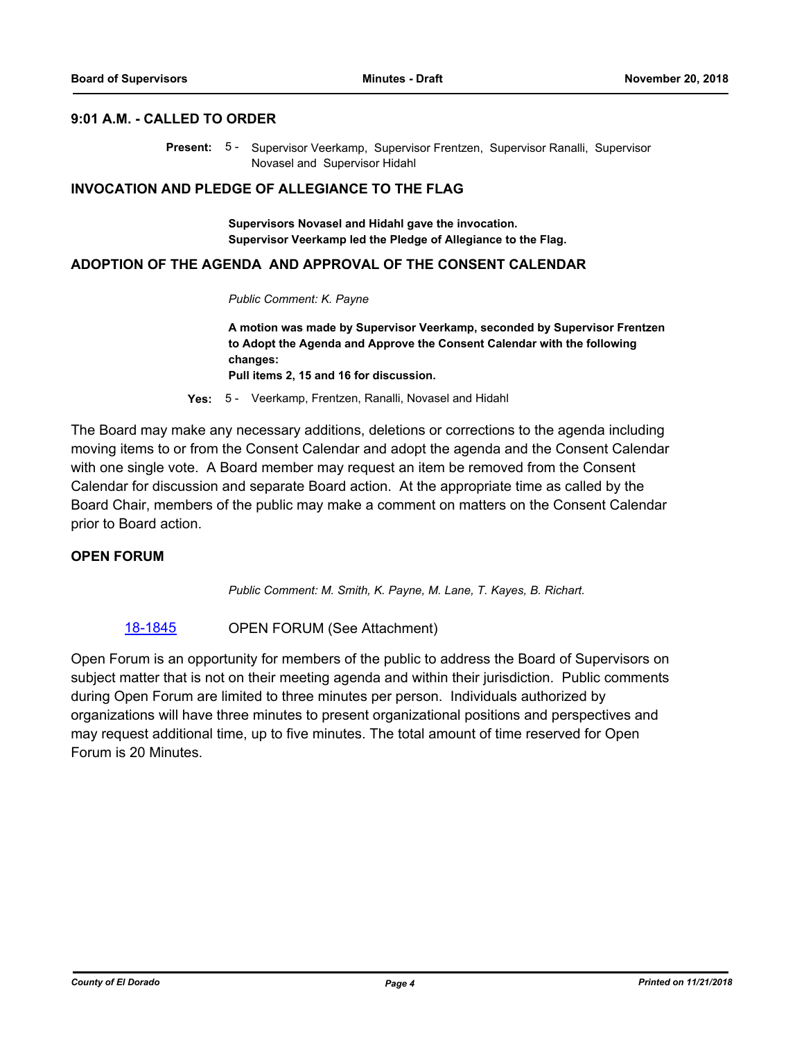## 9:01 A.M. - CALLED TO ORDER

**Present:** 5 - Supervisor Veerkamp, Supervisor Frentzen, Supervisor Ranalli, Supervisor Novasel and Supervisor Hidahl

## INVOCATION AND PLEDGE OF ALLEGIANCE TO THE FLAG

**Supervisors Novasel and Hidahl gave the invocation.**
**Supervisor Veerkamp led the Pledge of Allegiance to the Flag.**

## ADOPTION OF THE AGENDA AND APPROVAL OF THE CONSENT CALENDAR

*Public Comment: K. Payne*

**A motion was made by Supervisor Veerkamp, seconded by Supervisor Frentzen to Adopt the Agenda and Approve the Consent Calendar with the following changes:**
**Pull items 2, 15 and 16 for discussion.**

**Yes:** 5 - Veerkamp, Frentzen, Ranalli, Novasel and Hidahl

The Board may make any necessary additions, deletions or corrections to the agenda including moving items to or from the Consent Calendar and adopt the agenda and the Consent Calendar with one single vote. A Board member may request an item be removed from the Consent Calendar for discussion and separate Board action. At the appropriate time as called by the Board Chair, members of the public may make a comment on matters on the Consent Calendar prior to Board action.

## OPEN FORUM

*Public Comment: M. Smith, K. Payne, M. Lane, T. Kayes, B. Richart.*

18-1845 OPEN FORUM (See Attachment)

Open Forum is an opportunity for members of the public to address the Board of Supervisors on subject matter that is not on their meeting agenda and within their jurisdiction. Public comments during Open Forum are limited to three minutes per person. Individuals authorized by organizations will have three minutes to present organizational positions and perspectives and may request additional time, up to five minutes. The total amount of time reserved for Open Forum is 20 Minutes.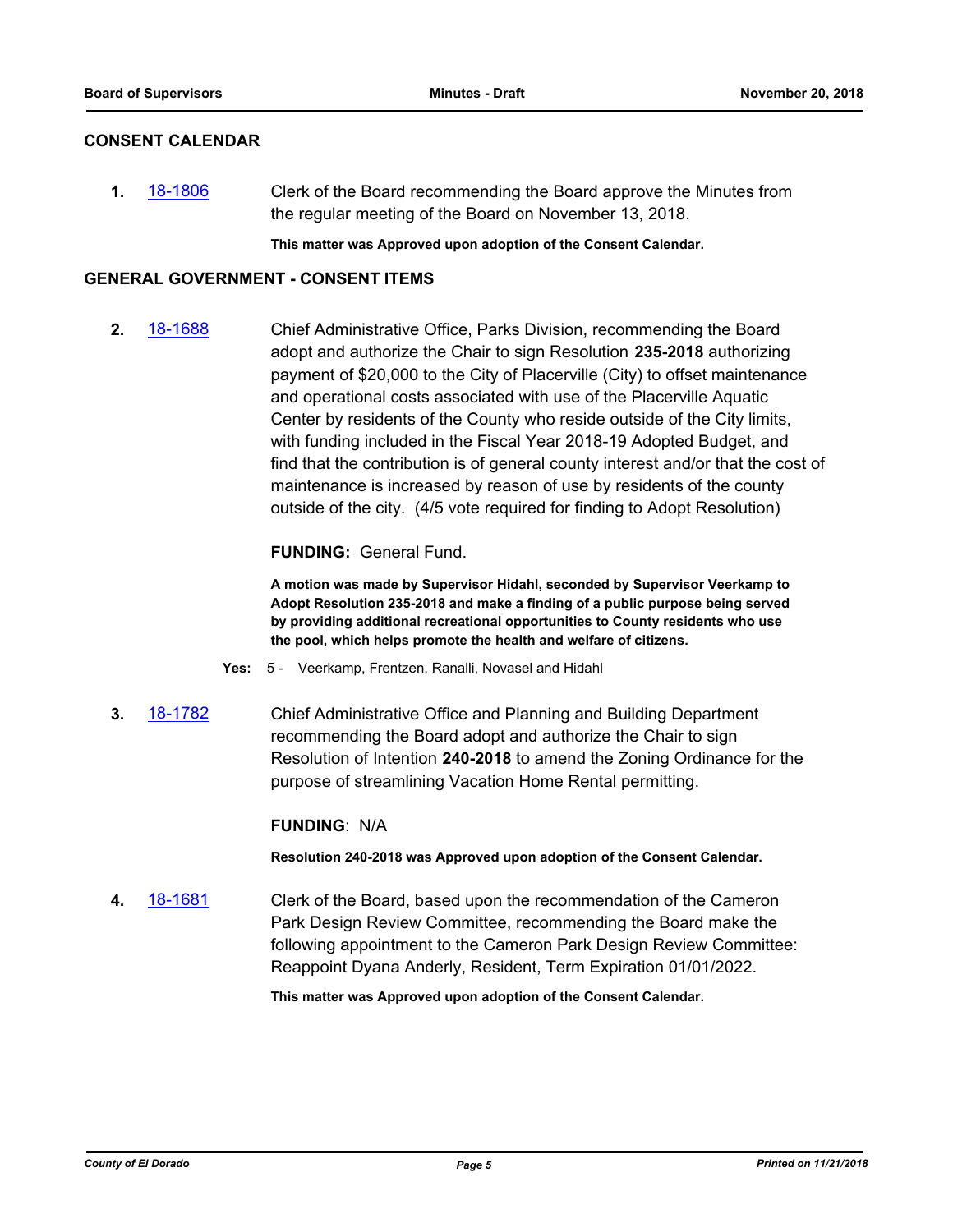## CONSENT CALENDAR

**1.** 18-1806 Clerk of the Board recommending the Board approve the Minutes from the regular meeting of the Board on November 13, 2018.

**This matter was Approved upon adoption of the Consent Calendar.**

## GENERAL GOVERNMENT - CONSENT ITEMS

**2.** 18-1688 Chief Administrative Office, Parks Division, recommending the Board adopt and authorize the Chair to sign Resolution **235-2018** authorizing payment of $20,000 to the City of Placerville (City) to offset maintenance and operational costs associated with use of the Placerville Aquatic Center by residents of the County who reside outside of the City limits, with funding included in the Fiscal Year 2018-19 Adopted Budget, and find that the contribution is of general county interest and/or that the cost of maintenance is increased by reason of use by residents of the county outside of the city. (4/5 vote required for finding to Adopt Resolution)

**FUNDING:** General Fund.

**A motion was made by Supervisor Hidahl, seconded by Supervisor Veerkamp to Adopt Resolution 235-2018 and make a finding of a public purpose being served by providing additional recreational opportunities to County residents who use the pool, which helps promote the health and welfare of citizens.**

**Yes:** 5 - Veerkamp, Frentzen, Ranalli, Novasel and Hidahl

**3.** 18-1782 Chief Administrative Office and Planning and Building Department recommending the Board adopt and authorize the Chair to sign Resolution of Intention **240-2018** to amend the Zoning Ordinance for the purpose of streamlining Vacation Home Rental permitting.

**FUNDING**: N/A

**Resolution 240-2018 was Approved upon adoption of the Consent Calendar.**

**4.** 18-1681 Clerk of the Board, based upon the recommendation of the Cameron Park Design Review Committee, recommending the Board make the following appointment to the Cameron Park Design Review Committee: Reappoint Dyana Anderly, Resident, Term Expiration 01/01/2022.

**This matter was Approved upon adoption of the Consent Calendar.**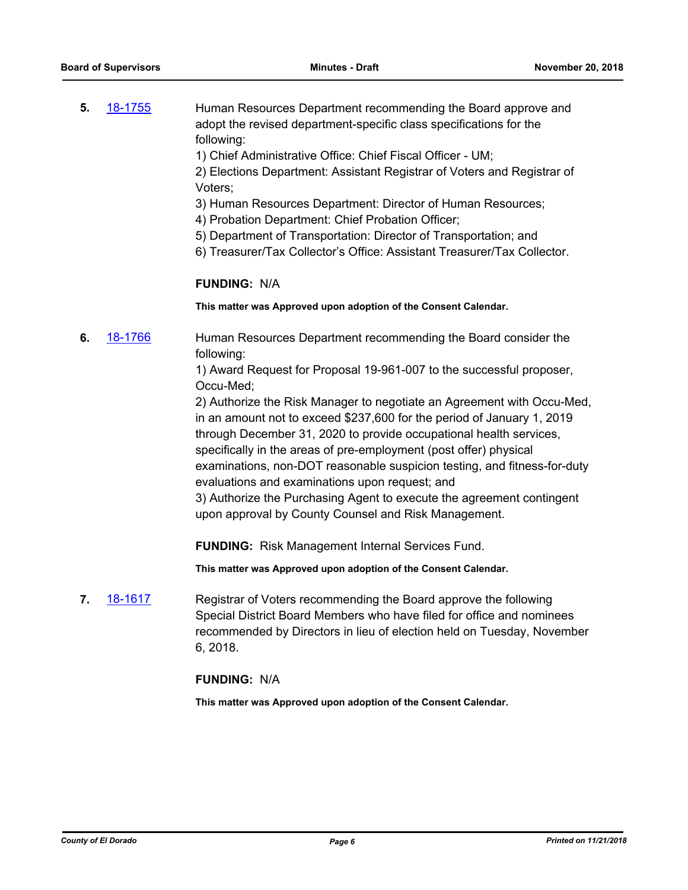**5.** 18-1755 Human Resources Department recommending the Board approve and adopt the revised department-specific class specifications for the following:

1) Chief Administrative Office: Chief Fiscal Officer - UM;
2) Elections Department: Assistant Registrar of Voters and Registrar of Voters;
3) Human Resources Department: Director of Human Resources;
4) Probation Department: Chief Probation Officer;
5) Department of Transportation: Director of Transportation; and
6) Treasurer/Tax Collector's Office: Assistant Treasurer/Tax Collector.

**FUNDING:** N/A

**This matter was Approved upon adoption of the Consent Calendar.**

**6.** 18-1766 Human Resources Department recommending the Board consider the following:

1) Award Request for Proposal 19-961-007 to the successful proposer, Occu-Med;
2) Authorize the Risk Manager to negotiate an Agreement with Occu-Med, in an amount not to exceed $237,600 for the period of January 1, 2019 through December 31, 2020 to provide occupational health services, specifically in the areas of pre-employment (post offer) physical examinations, non-DOT reasonable suspicion testing, and fitness-for-duty evaluations and examinations upon request; and
3) Authorize the Purchasing Agent to execute the agreement contingent upon approval by County Counsel and Risk Management.

**FUNDING:** Risk Management Internal Services Fund.

**This matter was Approved upon adoption of the Consent Calendar.**

**7.** 18-1617 Registrar of Voters recommending the Board approve the following Special District Board Members who have filed for office and nominees recommended by Directors in lieu of election held on Tuesday, November 6, 2018.

**FUNDING:** N/A

**This matter was Approved upon adoption of the Consent Calendar.**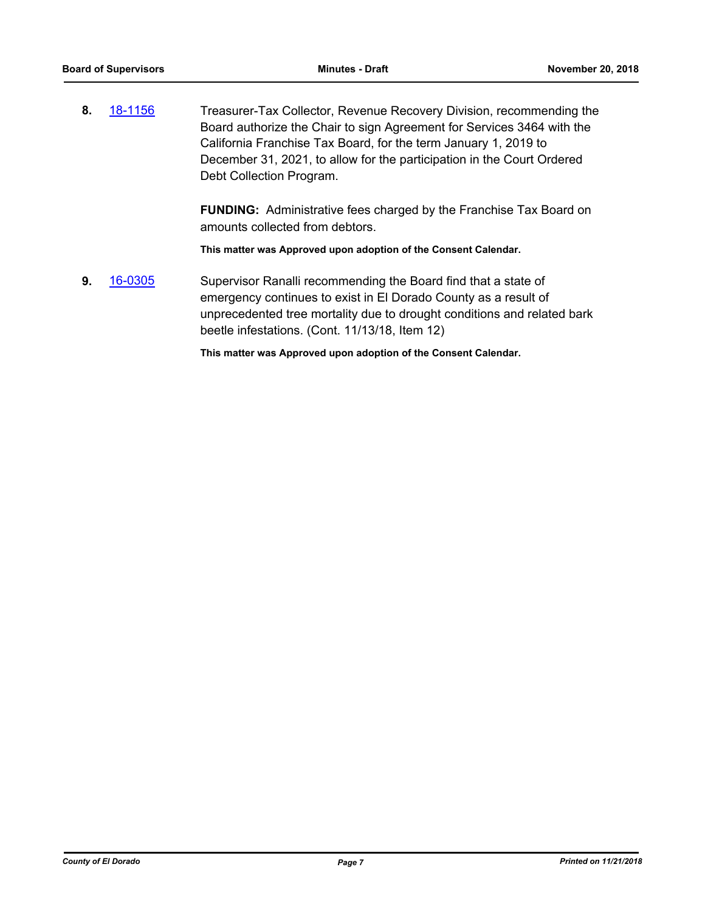**8.** 18-1156 Treasurer-Tax Collector, Revenue Recovery Division, recommending the Board authorize the Chair to sign Agreement for Services 3464 with the California Franchise Tax Board, for the term January 1, 2019 to December 31, 2021, to allow for the participation in the Court Ordered Debt Collection Program.

**FUNDING:** Administrative fees charged by the Franchise Tax Board on amounts collected from debtors.

**This matter was Approved upon adoption of the Consent Calendar.**

**9.** 16-0305 Supervisor Ranalli recommending the Board find that a state of emergency continues to exist in El Dorado County as a result of unprecedented tree mortality due to drought conditions and related bark beetle infestations. (Cont. 11/13/18, Item 12)

**This matter was Approved upon adoption of the Consent Calendar.**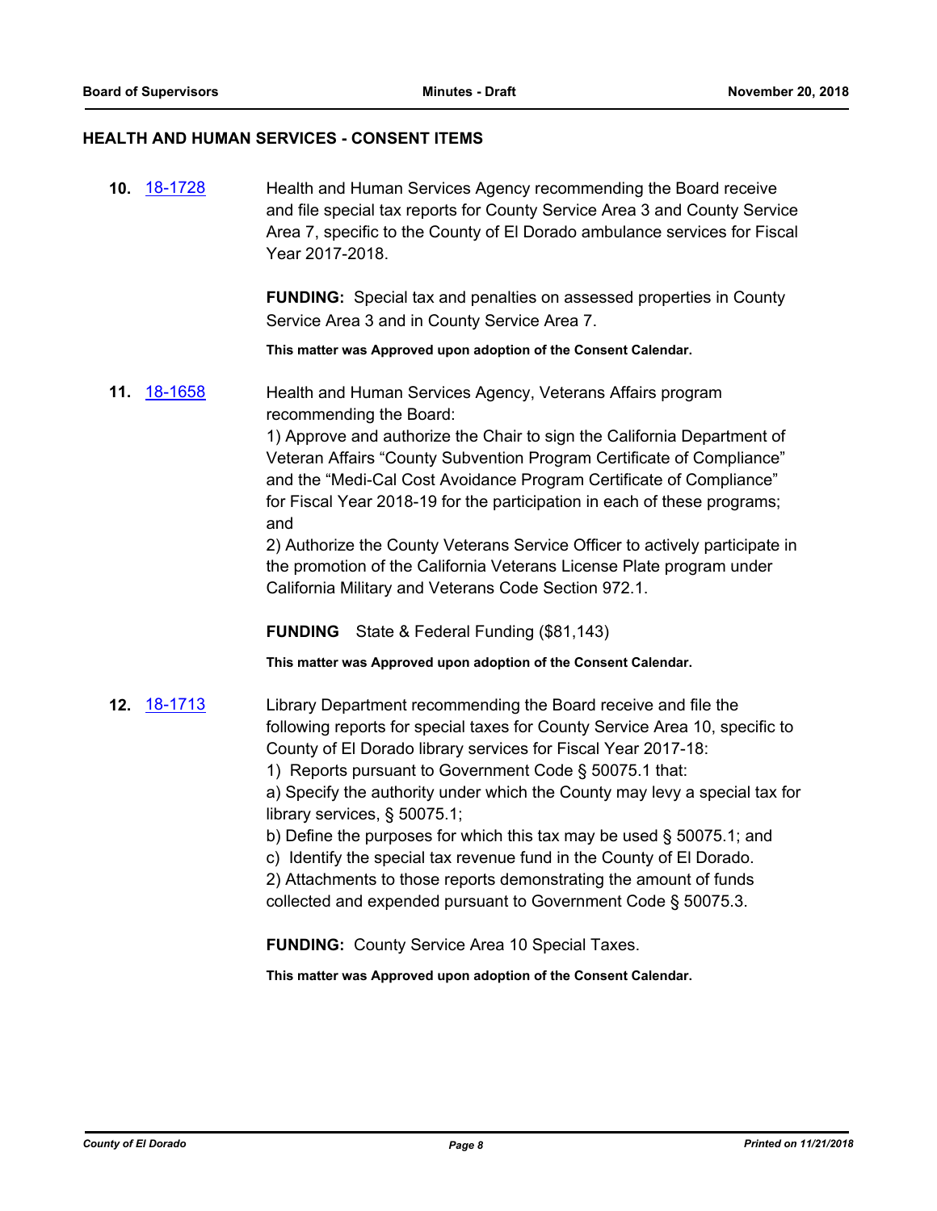## HEALTH AND HUMAN SERVICES - CONSENT ITEMS

**10.** 18-1728

Health and Human Services Agency recommending the Board receive and file special tax reports for County Service Area 3 and County Service Area 7, specific to the County of El Dorado ambulance services for Fiscal Year 2017-2018.

**FUNDING:** Special tax and penalties on assessed properties in County Service Area 3 and in County Service Area 7.

**This matter was Approved upon adoption of the Consent Calendar.**

**11.** 18-1658

Health and Human Services Agency, Veterans Affairs program recommending the Board:

1) Approve and authorize the Chair to sign the California Department of Veteran Affairs "County Subvention Program Certificate of Compliance" and the "Medi-Cal Cost Avoidance Program Certificate of Compliance" for Fiscal Year 2018-19 for the participation in each of these programs; and

2) Authorize the County Veterans Service Officer to actively participate in the promotion of the California Veterans License Plate program under California Military and Veterans Code Section 972.1.

**FUNDING** State & Federal Funding ($81,143)

**This matter was Approved upon adoption of the Consent Calendar.**

**12.** 18-1713

Library Department recommending the Board receive and file the following reports for special taxes for County Service Area 10, specific to County of El Dorado library services for Fiscal Year 2017-18:

1) Reports pursuant to Government Code § 50075.1 that:

a) Specify the authority under which the County may levy a special tax for library services, § 50075.1;

b) Define the purposes for which this tax may be used § 50075.1; and

c) Identify the special tax revenue fund in the County of El Dorado.

2) Attachments to those reports demonstrating the amount of funds collected and expended pursuant to Government Code § 50075.3.

**FUNDING:** County Service Area 10 Special Taxes.

**This matter was Approved upon adoption of the Consent Calendar.**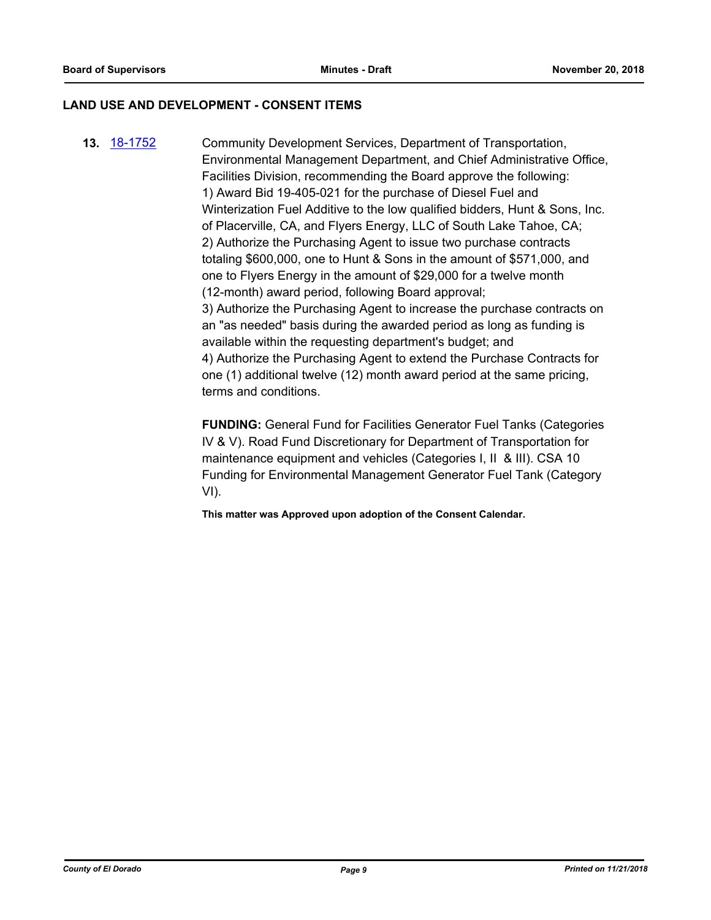## LAND USE AND DEVELOPMENT - CONSENT ITEMS

**13.** [18-1752] Community Development Services, Department of Transportation, Environmental Management Department, and Chief Administrative Office, Facilities Division, recommending the Board approve the following:
1) Award Bid 19-405-021 for the purchase of Diesel Fuel and Winterization Fuel Additive to the low qualified bidders, Hunt & Sons, Inc. of Placerville, CA, and Flyers Energy, LLC of South Lake Tahoe, CA;
2) Authorize the Purchasing Agent to issue two purchase contracts totaling $600,000, one to Hunt & Sons in the amount of $571,000, and one to Flyers Energy in the amount of $29,000 for a twelve month (12-month) award period, following Board approval;
3) Authorize the Purchasing Agent to increase the purchase contracts on an "as needed" basis during the awarded period as long as funding is available within the requesting department's budget; and
4) Authorize the Purchasing Agent to extend the Purchase Contracts for one (1) additional twelve (12) month award period at the same pricing, terms and conditions.

**FUNDING:** General Fund for Facilities Generator Fuel Tanks (Categories IV & V). Road Fund Discretionary for Department of Transportation for maintenance equipment and vehicles (Categories I, II & III). CSA 10 Funding for Environmental Management Generator Fuel Tank (Category VI).

**This matter was Approved upon adoption of the Consent Calendar.**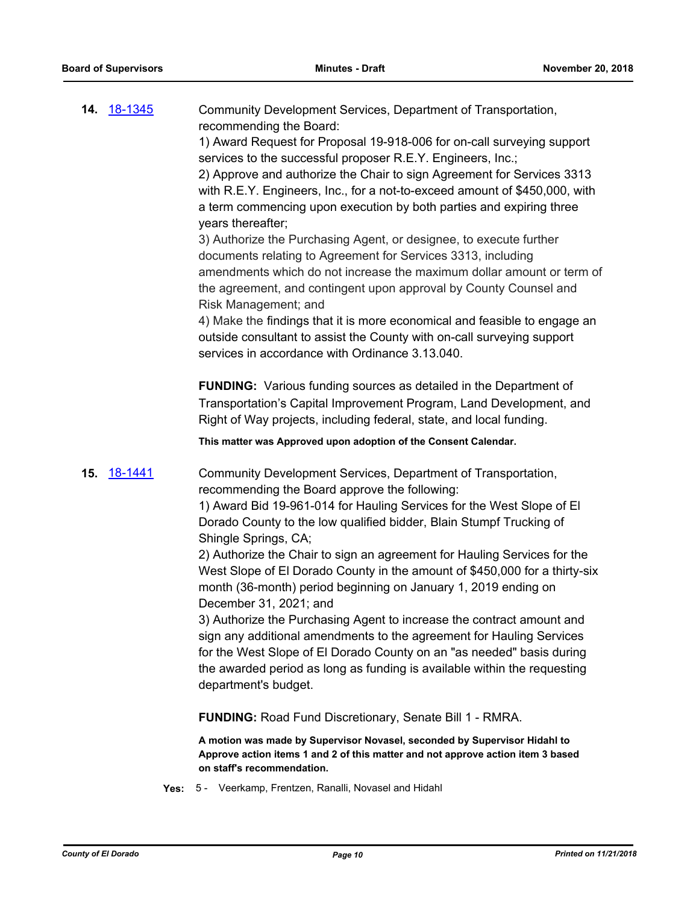**14.** 18-1345

Community Development Services, Department of Transportation, recommending the Board:

1) Award Request for Proposal 19-918-006 for on-call surveying support services to the successful proposer R.E.Y. Engineers, Inc.;
2) Approve and authorize the Chair to sign Agreement for Services 3313 with R.E.Y. Engineers, Inc., for a not-to-exceed amount of $450,000, with a term commencing upon execution by both parties and expiring three years thereafter;
3) Authorize the Purchasing Agent, or designee, to execute further documents relating to Agreement for Services 3313, including amendments which do not increase the maximum dollar amount or term of the agreement, and contingent upon approval by County Counsel and Risk Management; and
4) Make the findings that it is more economical and feasible to engage an outside consultant to assist the County with on-call surveying support services in accordance with Ordinance 3.13.040.

**FUNDING:** Various funding sources as detailed in the Department of Transportation's Capital Improvement Program, Land Development, and Right of Way projects, including federal, state, and local funding.

**This matter was Approved upon adoption of the Consent Calendar.**

**15.** 18-1441

Community Development Services, Department of Transportation, recommending the Board approve the following:

1) Award Bid 19-961-014 for Hauling Services for the West Slope of El Dorado County to the low qualified bidder, Blain Stumpf Trucking of Shingle Springs, CA;
2) Authorize the Chair to sign an agreement for Hauling Services for the West Slope of El Dorado County in the amount of $450,000 for a thirty-six month (36-month) period beginning on January 1, 2019 ending on December 31, 2021; and
3) Authorize the Purchasing Agent to increase the contract amount and sign any additional amendments to the agreement for Hauling Services for the West Slope of El Dorado County on an "as needed" basis during the awarded period as long as funding is available within the requesting department's budget.

**FUNDING:** Road Fund Discretionary, Senate Bill 1 - RMRA.

**A motion was made by Supervisor Novasel, seconded by Supervisor Hidahl to Approve action items 1 and 2 of this matter and not approve action item 3 based on staff's recommendation.**

**Yes:** 5 - Veerkamp, Frentzen, Ranalli, Novasel and Hidahl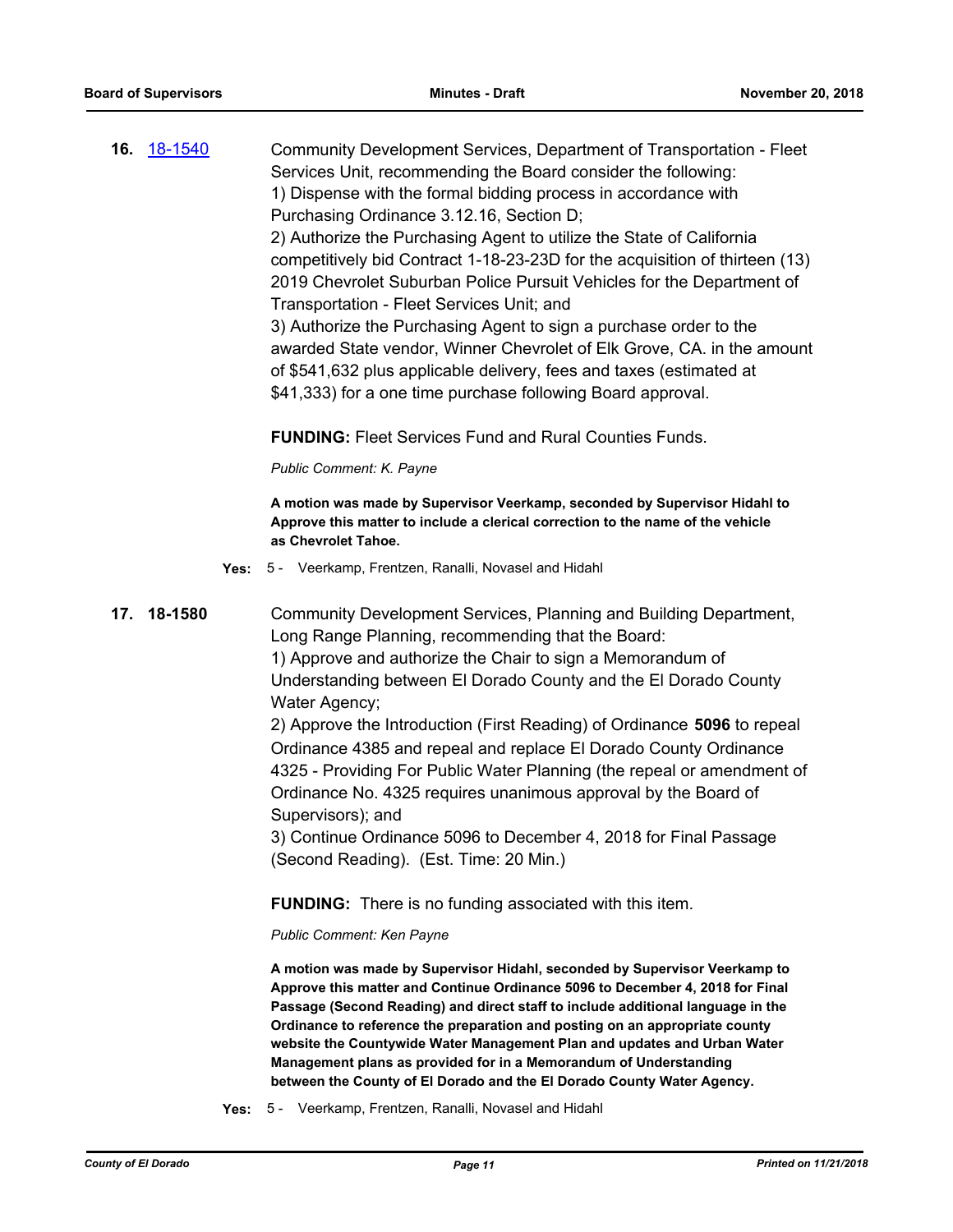**16.** 18-1540

Community Development Services, Department of Transportation - Fleet Services Unit, recommending the Board consider the following:
1) Dispense with the formal bidding process in accordance with Purchasing Ordinance 3.12.16, Section D;
2) Authorize the Purchasing Agent to utilize the State of California competitively bid Contract 1-18-23-23D for the acquisition of thirteen (13) 2019 Chevrolet Suburban Police Pursuit Vehicles for the Department of Transportation - Fleet Services Unit; and
3) Authorize the Purchasing Agent to sign a purchase order to the awarded State vendor, Winner Chevrolet of Elk Grove, CA. in the amount of $541,632 plus applicable delivery, fees and taxes (estimated at $41,333) for a one time purchase following Board approval.

**FUNDING:** Fleet Services Fund and Rural Counties Funds.

*Public Comment: K. Payne*

**A motion was made by Supervisor Veerkamp, seconded by Supervisor Hidahl to Approve this matter to include a clerical correction to the name of the vehicle as Chevrolet Tahoe.**

**Yes:** 5 - Veerkamp, Frentzen, Ranalli, Novasel and Hidahl

**17. 18-1580**

Community Development Services, Planning and Building Department, Long Range Planning, recommending that the Board:
1) Approve and authorize the Chair to sign a Memorandum of Understanding between El Dorado County and the El Dorado County Water Agency;
2) Approve the Introduction (First Reading) of Ordinance **5096** to repeal Ordinance 4385 and repeal and replace El Dorado County Ordinance 4325 - Providing For Public Water Planning (the repeal or amendment of Ordinance No. 4325 requires unanimous approval by the Board of Supervisors); and
3) Continue Ordinance 5096 to December 4, 2018 for Final Passage (Second Reading). (Est. Time: 20 Min.)

**FUNDING:** There is no funding associated with this item.

*Public Comment: Ken Payne*

**A motion was made by Supervisor Hidahl, seconded by Supervisor Veerkamp to Approve this matter and Continue Ordinance 5096 to December 4, 2018 for Final Passage (Second Reading) and direct staff to include additional language in the Ordinance to reference the preparation and posting on an appropriate county website the Countywide Water Management Plan and updates and Urban Water Management plans as provided for in a Memorandum of Understanding between the County of El Dorado and the El Dorado County Water Agency.**

**Yes:** 5 - Veerkamp, Frentzen, Ranalli, Novasel and Hidahl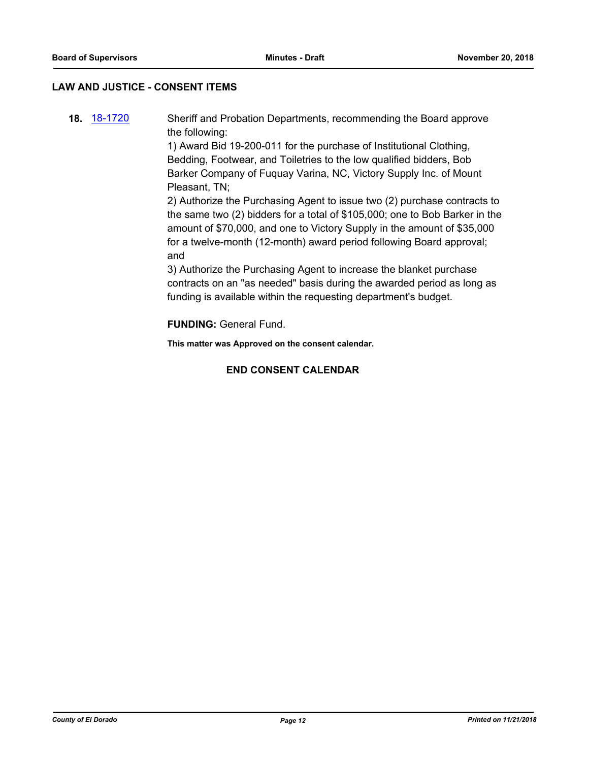## LAW AND JUSTICE - CONSENT ITEMS

**18.** 18-1720 Sheriff and Probation Departments, recommending the Board approve the following:

1) Award Bid 19-200-011 for the purchase of Institutional Clothing, Bedding, Footwear, and Toiletries to the low qualified bidders, Bob Barker Company of Fuquay Varina, NC, Victory Supply Inc. of Mount Pleasant, TN;

2) Authorize the Purchasing Agent to issue two (2) purchase contracts to the same two (2) bidders for a total of $105,000; one to Bob Barker in the amount of $70,000, and one to Victory Supply in the amount of $35,000 for a twelve-month (12-month) award period following Board approval; and

3) Authorize the Purchasing Agent to increase the blanket purchase contracts on an "as needed" basis during the awarded period as long as funding is available within the requesting department's budget.

**FUNDING:** General Fund.

**This matter was Approved on the consent calendar.**

**END CONSENT CALENDAR**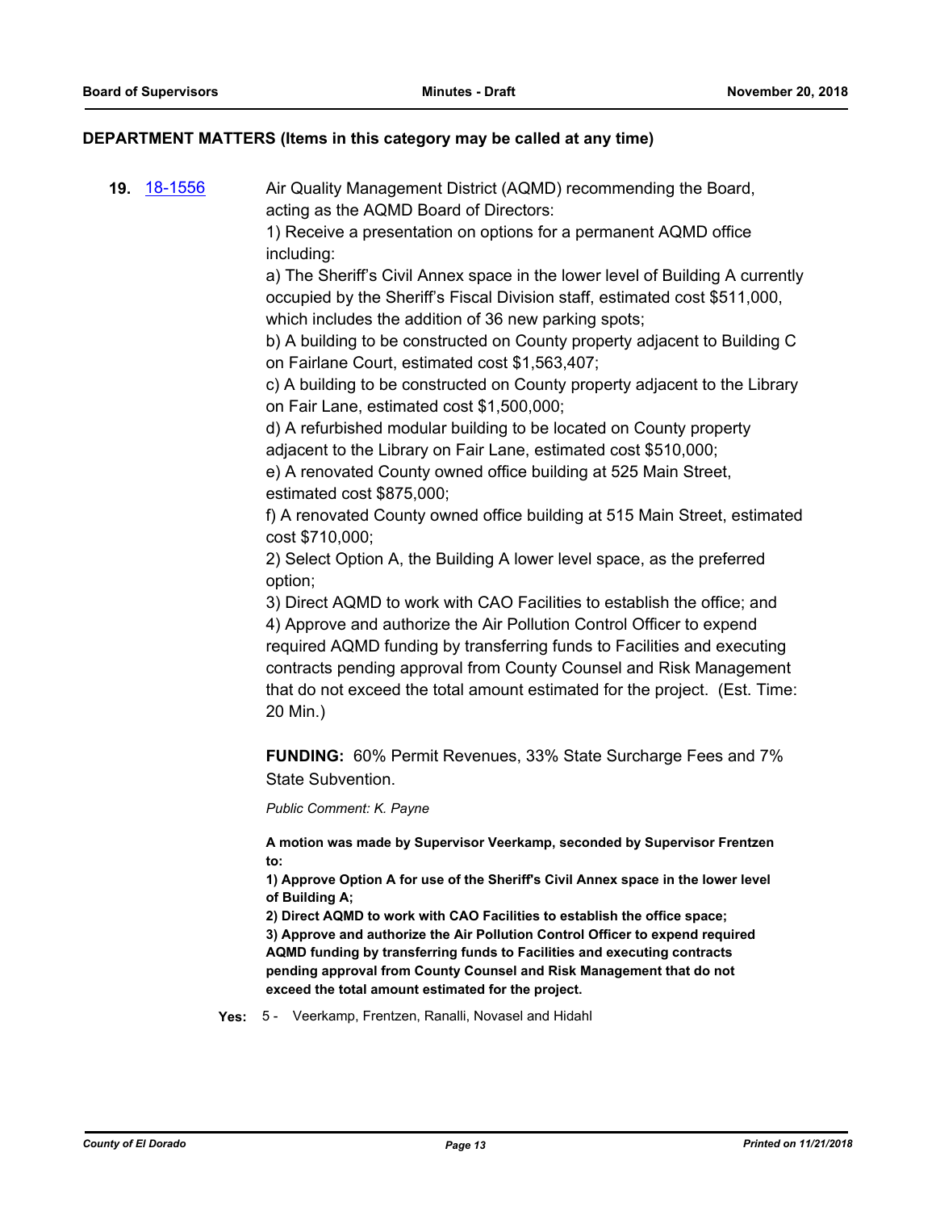## DEPARTMENT MATTERS (Items in this category may be called at any time)

**19.** 18-1556

Air Quality Management District (AQMD) recommending the Board, acting as the AQMD Board of Directors:

1) Receive a presentation on options for a permanent AQMD office including:

a) The Sheriff's Civil Annex space in the lower level of Building A currently occupied by the Sheriff's Fiscal Division staff, estimated cost $511,000, which includes the addition of 36 new parking spots;

b) A building to be constructed on County property adjacent to Building C on Fairlane Court, estimated cost $1,563,407;

c) A building to be constructed on County property adjacent to the Library on Fair Lane, estimated cost $1,500,000;

d) A refurbished modular building to be located on County property adjacent to the Library on Fair Lane, estimated cost $510,000;

e) A renovated County owned office building at 525 Main Street, estimated cost $875,000;

f) A renovated County owned office building at 515 Main Street, estimated cost $710,000;

2) Select Option A, the Building A lower level space, as the preferred option;

3) Direct AQMD to work with CAO Facilities to establish the office; and

4) Approve and authorize the Air Pollution Control Officer to expend required AQMD funding by transferring funds to Facilities and executing contracts pending approval from County Counsel and Risk Management that do not exceed the total amount estimated for the project. (Est. Time: 20 Min.)

**FUNDING:** 60% Permit Revenues, 33% State Surcharge Fees and 7% State Subvention.

*Public Comment: K. Payne*

**A motion was made by Supervisor Veerkamp, seconded by Supervisor Frentzen to:**

**1) Approve Option A for use of the Sheriff's Civil Annex space in the lower level of Building A;**

**2) Direct AQMD to work with CAO Facilities to establish the office space;**

**3) Approve and authorize the Air Pollution Control Officer to expend required AQMD funding by transferring funds to Facilities and executing contracts pending approval from County Counsel and Risk Management that do not exceed the total amount estimated for the project.**

**Yes:** 5 - Veerkamp, Frentzen, Ranalli, Novasel and Hidahl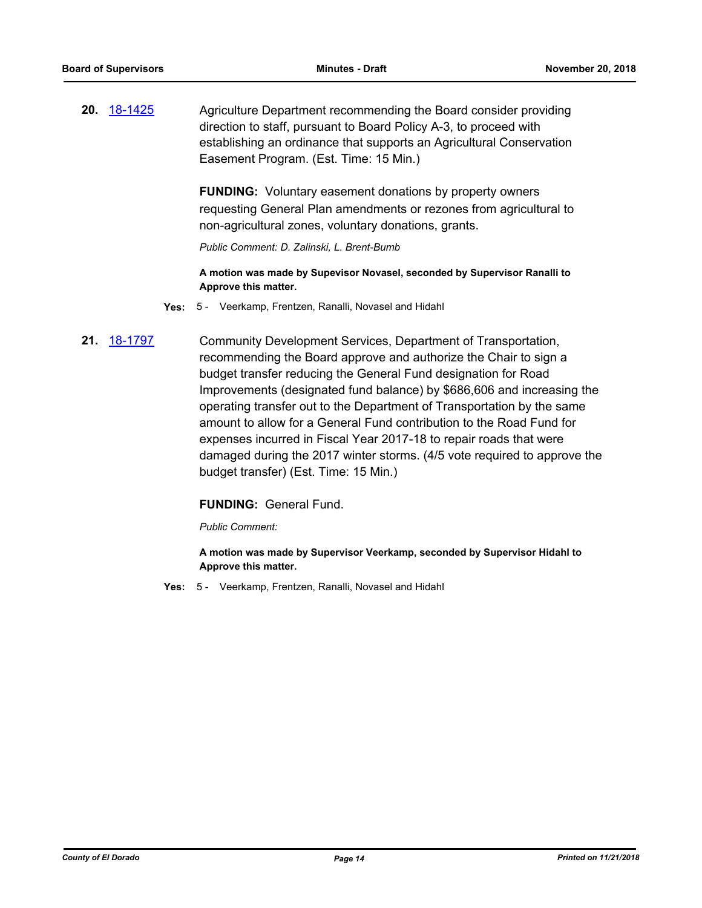**20.** 18-1425

Agriculture Department recommending the Board consider providing direction to staff, pursuant to Board Policy A-3, to proceed with establishing an ordinance that supports an Agricultural Conservation Easement Program. (Est. Time: 15 Min.)

**FUNDING:** Voluntary easement donations by property owners requesting General Plan amendments or rezones from agricultural to non-agricultural zones, voluntary donations, grants.

*Public Comment: D. Zalinski, L. Brent-Bumb*

**A motion was made by Supevisor Novasel, seconded by Supervisor Ranalli to Approve this matter.**

**Yes:** 5 - Veerkamp, Frentzen, Ranalli, Novasel and Hidahl

**21.** 18-1797

Community Development Services, Department of Transportation, recommending the Board approve and authorize the Chair to sign a budget transfer reducing the General Fund designation for Road Improvements (designated fund balance) by $686,606 and increasing the operating transfer out to the Department of Transportation by the same amount to allow for a General Fund contribution to the Road Fund for expenses incurred in Fiscal Year 2017-18 to repair roads that were damaged during the 2017 winter storms. (4/5 vote required to approve the budget transfer) (Est. Time: 15 Min.)

**FUNDING:** General Fund.

*Public Comment:*

**A motion was made by Supervisor Veerkamp, seconded by Supervisor Hidahl to Approve this matter.**

**Yes:** 5 - Veerkamp, Frentzen, Ranalli, Novasel and Hidahl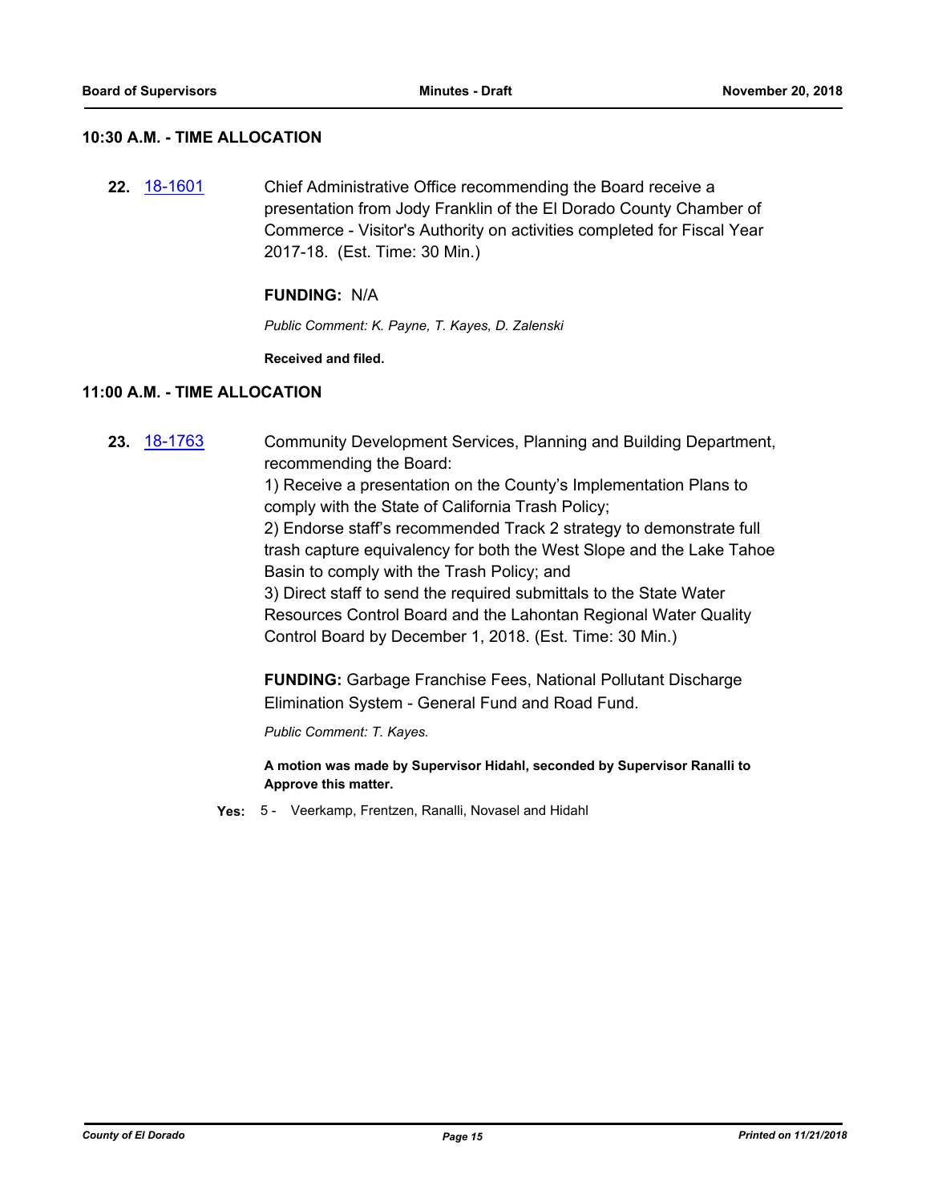## 10:30 A.M. - TIME ALLOCATION

**22.** [18-1601] Chief Administrative Office recommending the Board receive a presentation from Jody Franklin of the El Dorado County Chamber of Commerce - Visitor's Authority on activities completed for Fiscal Year 2017-18. (Est. Time: 30 Min.)

**FUNDING:** N/A

*Public Comment: K. Payne, T. Kayes, D. Zalenski*

**Received and filed.**

## 11:00 A.M. - TIME ALLOCATION

**23.** [18-1763] Community Development Services, Planning and Building Department, recommending the Board:

1) Receive a presentation on the County's Implementation Plans to comply with the State of California Trash Policy;

2) Endorse staff's recommended Track 2 strategy to demonstrate full trash capture equivalency for both the West Slope and the Lake Tahoe Basin to comply with the Trash Policy; and

3) Direct staff to send the required submittals to the State Water Resources Control Board and the Lahontan Regional Water Quality Control Board by December 1, 2018. (Est. Time: 30 Min.)

**FUNDING:** Garbage Franchise Fees, National Pollutant Discharge Elimination System - General Fund and Road Fund.

*Public Comment: T. Kayes.*

**A motion was made by Supervisor Hidahl, seconded by Supervisor Ranalli to Approve this matter.**

**Yes:** 5 - Veerkamp, Frentzen, Ranalli, Novasel and Hidahl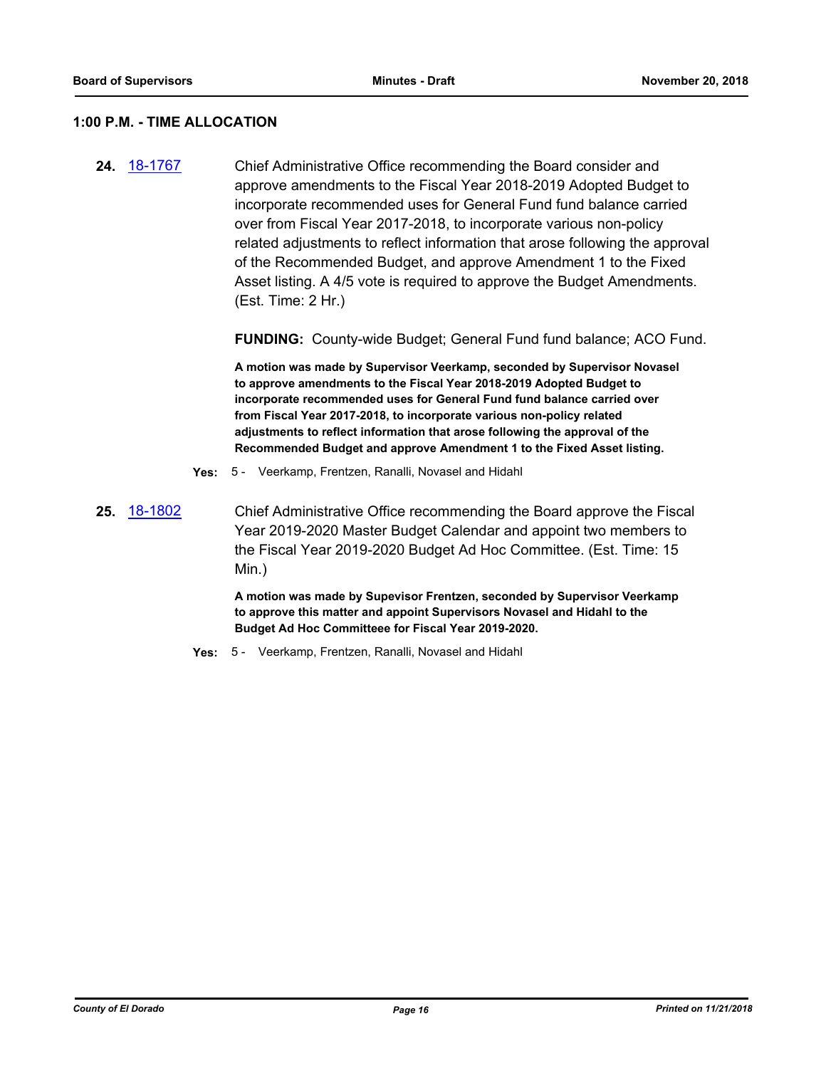### 1:00 P.M. - TIME ALLOCATION

**24.** 18-1767 Chief Administrative Office recommending the Board consider and approve amendments to the Fiscal Year 2018-2019 Adopted Budget to incorporate recommended uses for General Fund fund balance carried over from Fiscal Year 2017-2018, to incorporate various non-policy related adjustments to reflect information that arose following the approval of the Recommended Budget, and approve Amendment 1 to the Fixed Asset listing. A 4/5 vote is required to approve the Budget Amendments. (Est. Time: 2 Hr.)

**FUNDING:** County-wide Budget; General Fund fund balance; ACO Fund.

**A motion was made by Supervisor Veerkamp, seconded by Supervisor Novasel to approve amendments to the Fiscal Year 2018-2019 Adopted Budget to incorporate recommended uses for General Fund fund balance carried over from Fiscal Year 2017-2018, to incorporate various non-policy related adjustments to reflect information that arose following the approval of the Recommended Budget and approve Amendment 1 to the Fixed Asset listing.**

**Yes:** 5 - Veerkamp, Frentzen, Ranalli, Novasel and Hidahl

**25.** 18-1802 Chief Administrative Office recommending the Board approve the Fiscal Year 2019-2020 Master Budget Calendar and appoint two members to the Fiscal Year 2019-2020 Budget Ad Hoc Committee. (Est. Time: 15 Min.)

**A motion was made by Supevisor Frentzen, seconded by Supervisor Veerkamp to approve this matter and appoint Supervisors Novasel and Hidahl to the Budget Ad Hoc Committeee for Fiscal Year 2019-2020.**

**Yes:** 5 - Veerkamp, Frentzen, Ranalli, Novasel and Hidahl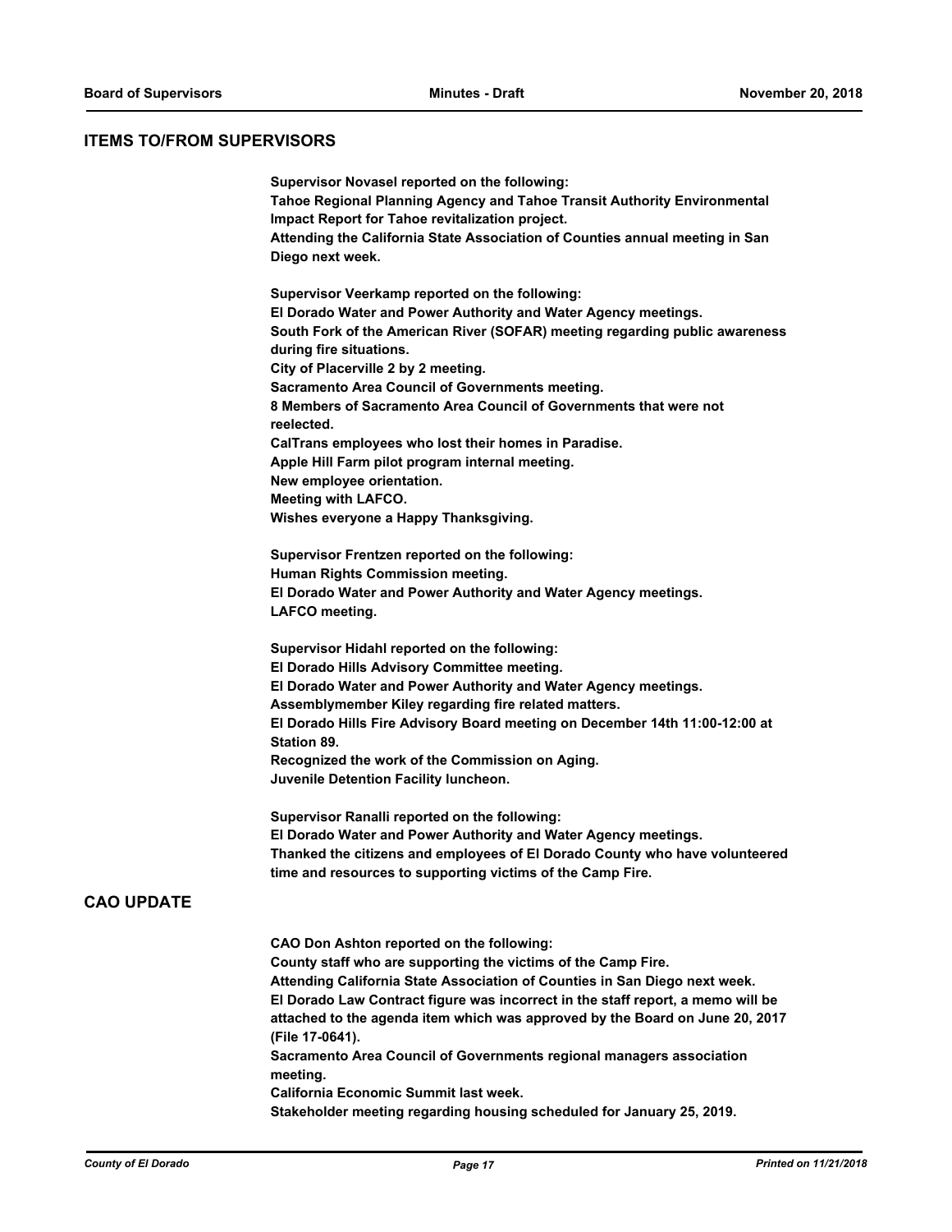## ITEMS TO/FROM SUPERVISORS

**Supervisor Novasel reported on the following:**
**Tahoe Regional Planning Agency and Tahoe Transit Authority Environmental Impact Report for Tahoe revitalization project.**
**Attending the California State Association of Counties annual meeting in San Diego next week.**

**Supervisor Veerkamp reported on the following:**
**El Dorado Water and Power Authority and Water Agency meetings.**
**South Fork of the American River (SOFAR) meeting regarding public awareness during fire situations.**
**City of Placerville 2 by 2 meeting.**
**Sacramento Area Council of Governments meeting.**
**8 Members of Sacramento Area Council of Governments that were not reelected.**
**CalTrans employees who lost their homes in Paradise.**
**Apple Hill Farm pilot program internal meeting.**
**New employee orientation.**
**Meeting with LAFCO.**
**Wishes everyone a Happy Thanksgiving.**

**Supervisor Frentzen reported on the following:**
**Human Rights Commission meeting.**
**El Dorado Water and Power Authority and Water Agency meetings.**
**LAFCO meeting.**

**Supervisor Hidahl reported on the following:**
**El Dorado Hills Advisory Committee meeting.**
**El Dorado Water and Power Authority and Water Agency meetings.**
**Assemblymember Kiley regarding fire related matters.**
**El Dorado Hills Fire Advisory Board meeting on December 14th 11:00-12:00 at Station 89.**
**Recognized the work of the Commission on Aging.**
**Juvenile Detention Facility luncheon.**

**Supervisor Ranalli reported on the following:**
**El Dorado Water and Power Authority and Water Agency meetings.**
**Thanked the citizens and employees of El Dorado County who have volunteered time and resources to supporting victims of the Camp Fire.**

## CAO UPDATE

**CAO Don Ashton reported on the following:**
**County staff who are supporting the victims of the Camp Fire.**
**Attending California State Association of Counties in San Diego next week.**
**El Dorado Law Contract figure was incorrect in the staff report, a memo will be attached to the agenda item which was approved by the Board on June 20, 2017 (File 17-0641).**
**Sacramento Area Council of Governments regional managers association meeting.**
**California Economic Summit last week.**
**Stakeholder meeting regarding housing scheduled for January 25, 2019.**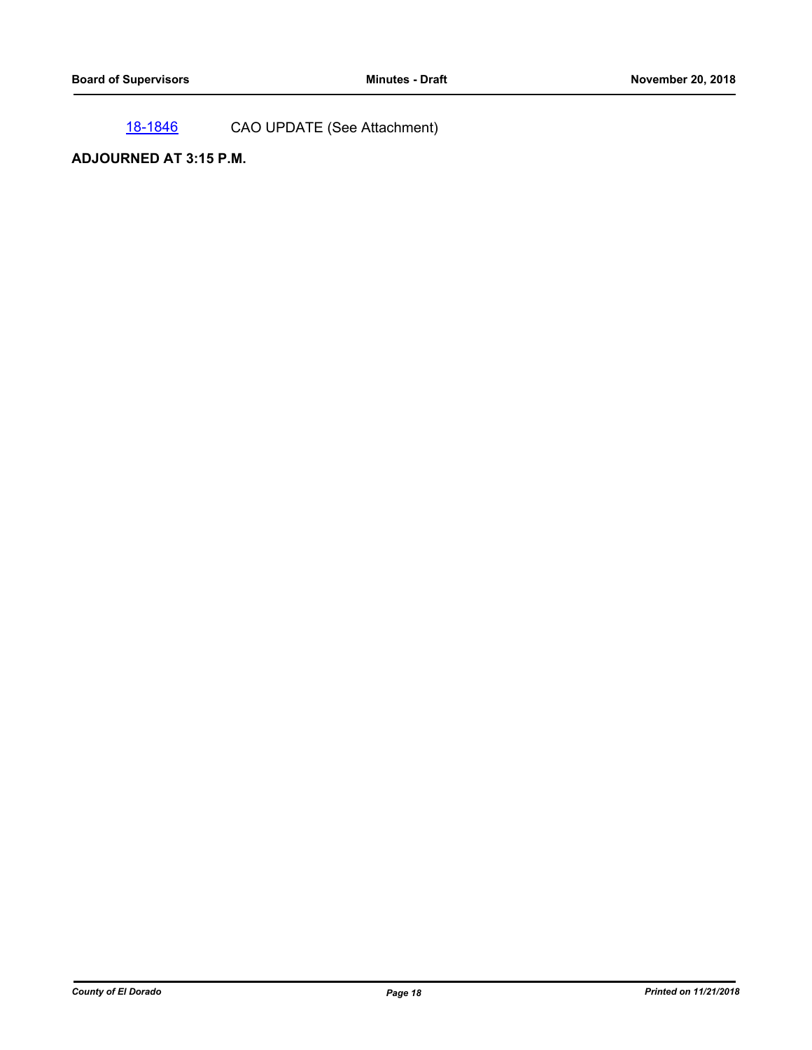18-1846 CAO UPDATE (See Attachment)

**ADJOURNED AT 3:15 P.M.**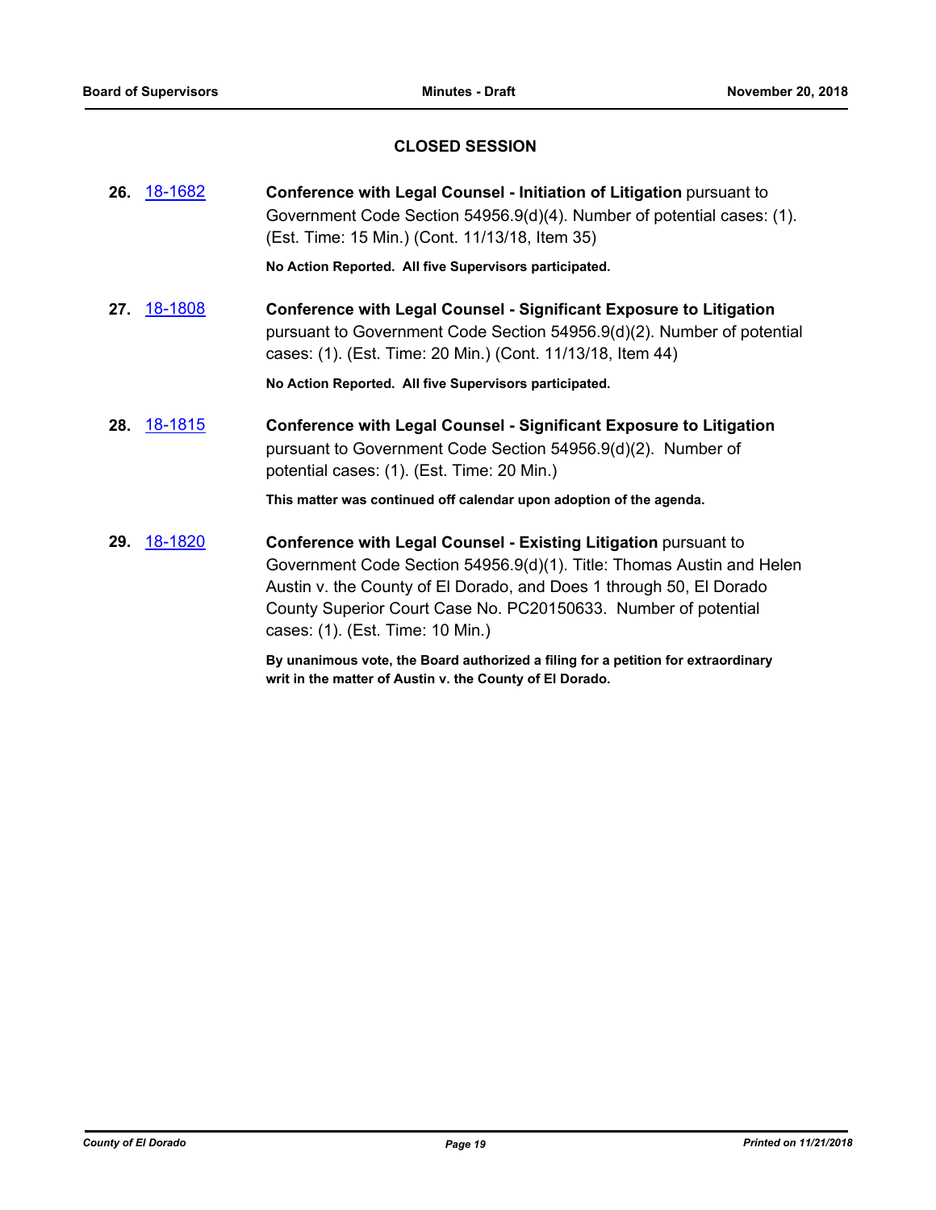## CLOSED SESSION

**26.** 18-1682 **Conference with Legal Counsel - Initiation of Litigation** pursuant to Government Code Section 54956.9(d)(4). Number of potential cases: (1). (Est. Time: 15 Min.) (Cont. 11/13/18, Item 35)

**No Action Reported. All five Supervisors participated.**

**27.** 18-1808 **Conference with Legal Counsel - Significant Exposure to Litigation** pursuant to Government Code Section 54956.9(d)(2). Number of potential cases: (1). (Est. Time: 20 Min.) (Cont. 11/13/18, Item 44)

**No Action Reported. All five Supervisors participated.**

**28.** 18-1815 **Conference with Legal Counsel - Significant Exposure to Litigation** pursuant to Government Code Section 54956.9(d)(2). Number of potential cases: (1). (Est. Time: 20 Min.)

**This matter was continued off calendar upon adoption of the agenda.**

**29.** 18-1820 **Conference with Legal Counsel - Existing Litigation** pursuant to Government Code Section 54956.9(d)(1). Title: Thomas Austin and Helen Austin v. the County of El Dorado, and Does 1 through 50, El Dorado County Superior Court Case No. PC20150633. Number of potential cases: (1). (Est. Time: 10 Min.)

**By unanimous vote, the Board authorized a filing for a petition for extraordinary writ in the matter of Austin v. the County of El Dorado.**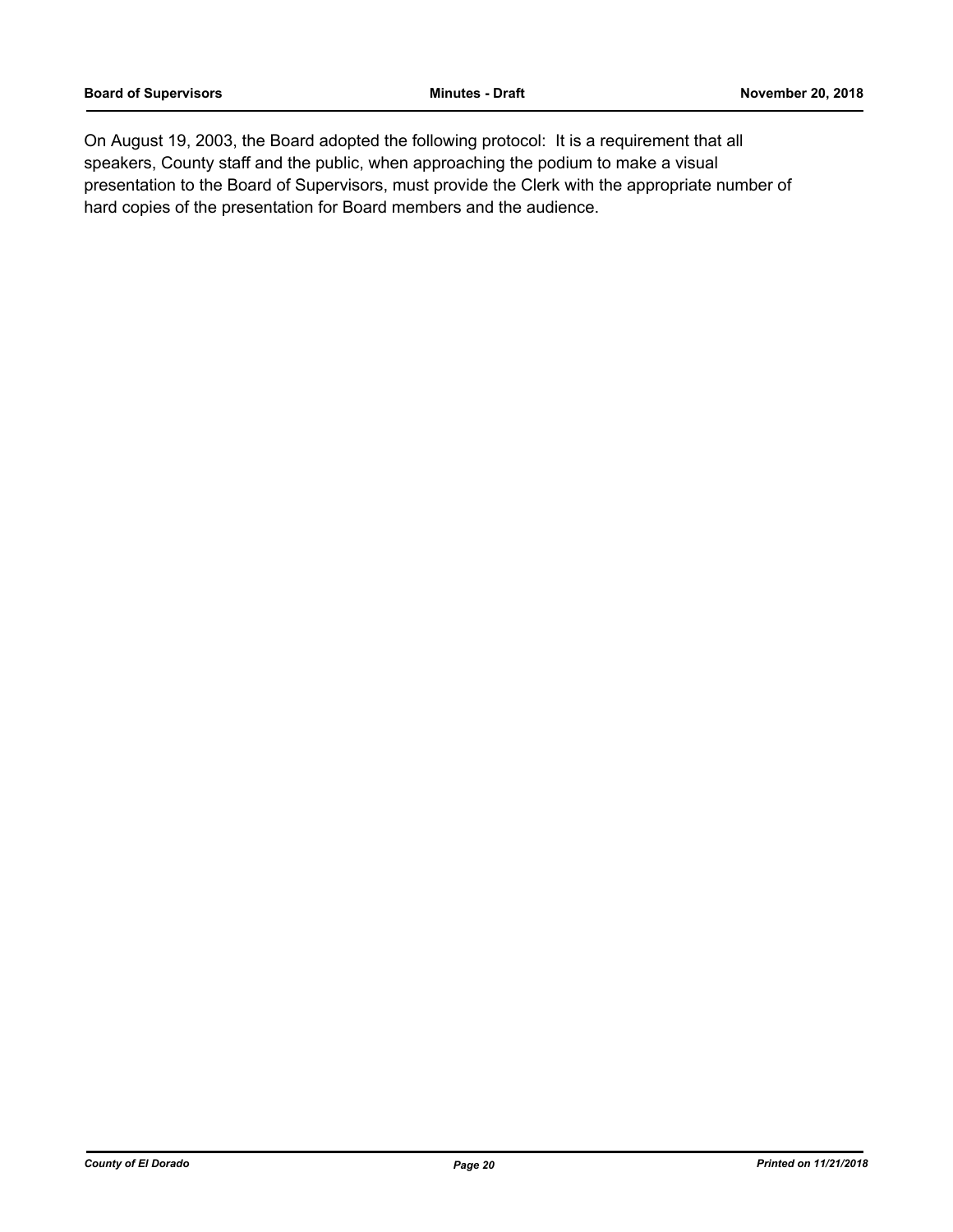On August 19, 2003, the Board adopted the following protocol: It is a requirement that all speakers, County staff and the public, when approaching the podium to make a visual presentation to the Board of Supervisors, must provide the Clerk with the appropriate number of hard copies of the presentation for Board members and the audience.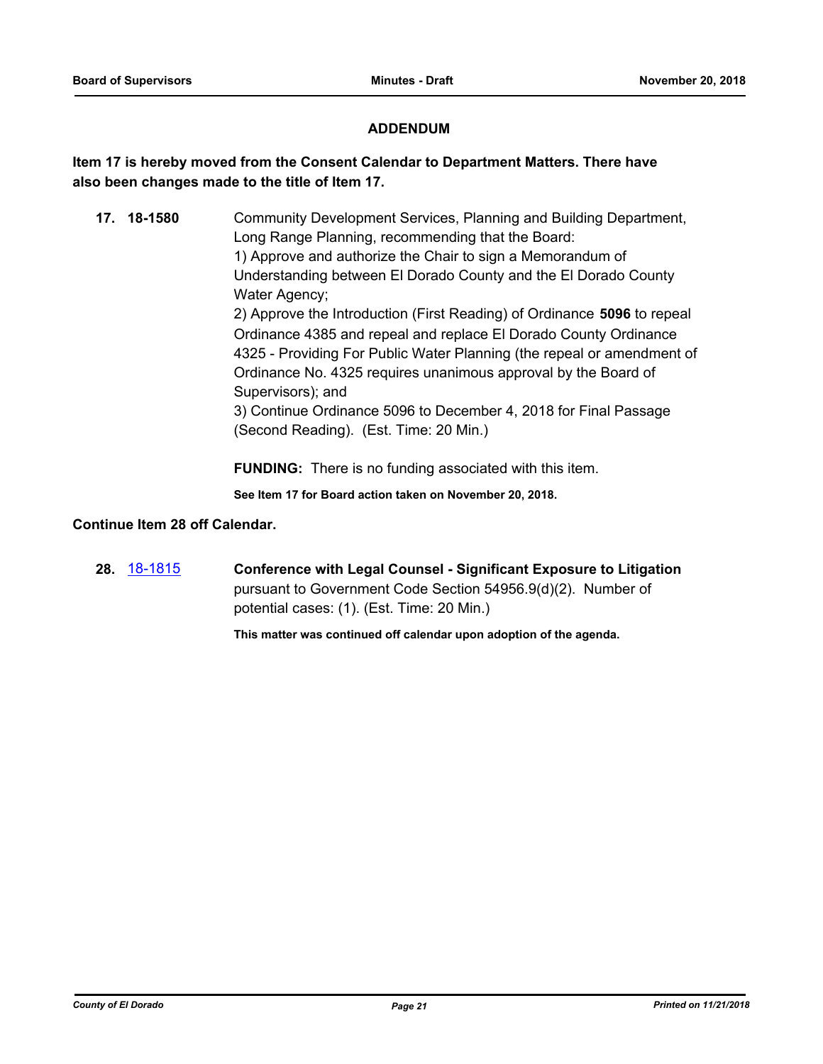## ADDENDUM

**Item 17 is hereby moved from the Consent Calendar to Department Matters. There have also been changes made to the title of Item 17.**

**17. 18-1580** Community Development Services, Planning and Building Department, Long Range Planning, recommending that the Board:
1) Approve and authorize the Chair to sign a Memorandum of Understanding between El Dorado County and the El Dorado County Water Agency;
2) Approve the Introduction (First Reading) of Ordinance **5096** to repeal Ordinance 4385 and repeal and replace El Dorado County Ordinance 4325 - Providing For Public Water Planning (the repeal or amendment of Ordinance No. 4325 requires unanimous approval by the Board of Supervisors); and
3) Continue Ordinance 5096 to December 4, 2018 for Final Passage (Second Reading). (Est. Time: 20 Min.)

**FUNDING:** There is no funding associated with this item.

**See Item 17 for Board action taken on November 20, 2018.**

**Continue Item 28 off Calendar.**

**28.** 18-1815 **Conference with Legal Counsel - Significant Exposure to Litigation** pursuant to Government Code Section 54956.9(d)(2). Number of potential cases: (1). (Est. Time: 20 Min.)

**This matter was continued off calendar upon adoption of the agenda.**